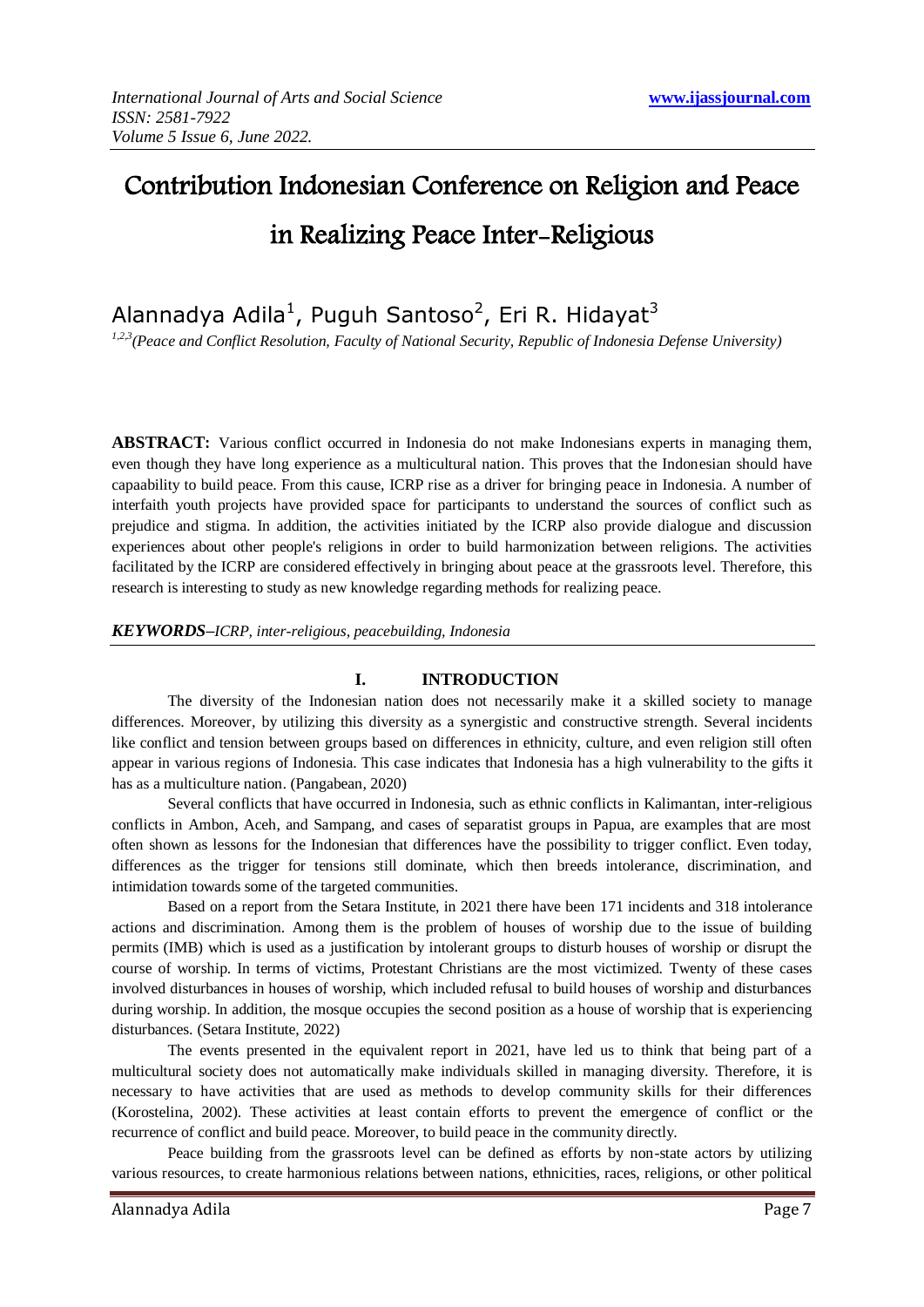# Contribution Indonesian Conference on Religion and Peace in Realizing Peace Inter-Religious

Alannadya Adila[1], Puguh Santoso[2], Eri R. Hidayat[3]

*[1,2,3](Peace and Conflict Resolution, Faculty of National Security, Republic of Indonesia Defense University)*

**ABSTRACT:** Various conflict occurred in Indonesia do not make Indonesians experts in managing them, even though they have long experience as a multicultural nation. This proves that the Indonesian should have capaability to build peace. From this cause, ICRP rise as a driver for bringing peace in Indonesia. A number of interfaith youth projects have provided space for participants to understand the sources of conflict such as prejudice and stigma. In addition, the activities initiated by the ICRP also provide dialogue and discussion experiences about other people's religions in order to build harmonization between religions. The activities facilitated by the ICRP are considered effectively in bringing about peace at the grassroots level. Therefore, this research is interesting to study as new knowledge regarding methods for realizing peace.

***KEYWORDS*** *– ICRP, inter-religious, peacebuilding, Indonesia*

## I. INTRODUCTION

The diversity of the Indonesian nation does not necessarily make it a skilled society to manage differences. Moreover, by utilizing this diversity as a synergistic and constructive strength. Several incidents like conflict and tension between groups based on differences in ethnicity, culture, and even religion still often appear in various regions of Indonesia. This case indicates that Indonesia has a high vulnerability to the gifts it has as a multiculture nation. (Pangabean, 2020)

Several conflicts that have occurred in Indonesia, such as ethnic conflicts in Kalimantan, inter-religious conflicts in Ambon, Aceh, and Sampang, and cases of separatist groups in Papua, are examples that are most often shown as lessons for the Indonesian that differences have the possibility to trigger conflict. Even today, differences as the trigger for tensions still dominate, which then breeds intolerance, discrimination, and intimidation towards some of the targeted communities.

Based on a report from the Setara Institute, in 2021 there have been 171 incidents and 318 intolerance actions and discrimination. Among them is the problem of houses of worship due to the issue of building permits (IMB) which is used as a justification by intolerant groups to disturb houses of worship or disrupt the course of worship. In terms of victims, Protestant Christians are the most victimized. Twenty of these cases involved disturbances in houses of worship, which included refusal to build houses of worship and disturbances during worship. In addition, the mosque occupies the second position as a house of worship that is experiencing disturbances. (Setara Institute, 2022)

The events presented in the equivalent report in 2021, have led us to think that being part of a multicultural society does not automatically make individuals skilled in managing diversity. Therefore, it is necessary to have activities that are used as methods to develop community skills for their differences (Korostelina, 2002). These activities at least contain efforts to prevent the emergence of conflict or the recurrence of conflict and build peace. Moreover, to build peace in the community directly.

Peace building from the grassroots level can be defined as efforts by non-state actors by utilizing various resources, to create harmonious relations between nations, ethnicities, races, religions, or other political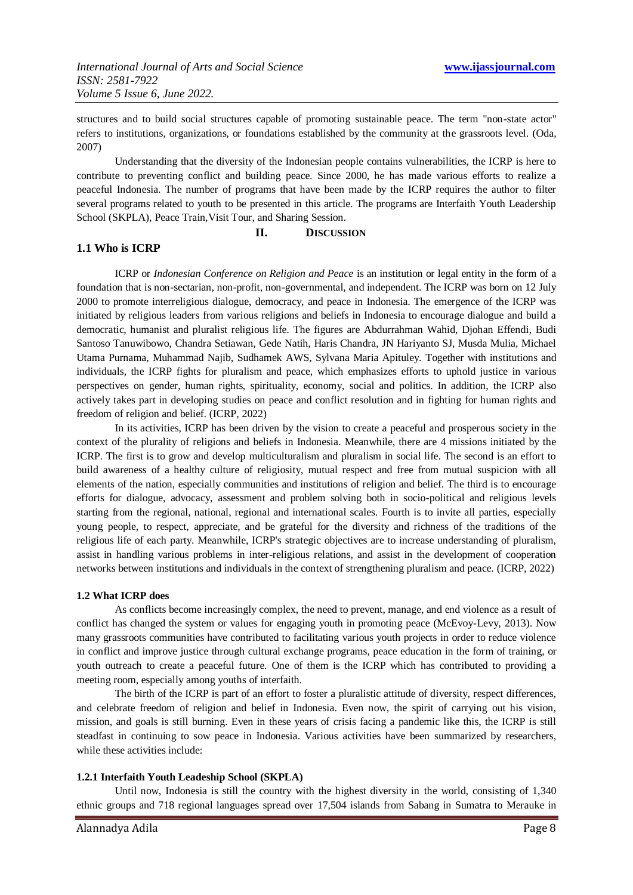structures and to build social structures capable of promoting sustainable peace. The term "non-state actor" refers to institutions, organizations, or foundations established by the community at the grassroots level. (Oda, 2007)

Understanding that the diversity of the Indonesian people contains vulnerabilities, the ICRP is here to contribute to preventing conflict and building peace. Since 2000, he has made various efforts to realize a peaceful Indonesia. The number of programs that have been made by the ICRP requires the author to filter several programs related to youth to be presented in this article. The programs are Interfaith Youth Leadership School (SKPLA), Peace Train,Visit Tour, and Sharing Session.

## II. DISCUSSION

### 1.1 Who is ICRP

ICRP or *Indonesian Conference on Religion and Peace* is an institution or legal entity in the form of a foundation that is non-sectarian, non-profit, non-governmental, and independent. The ICRP was born on 12 July 2000 to promote interreligious dialogue, democracy, and peace in Indonesia. The emergence of the ICRP was initiated by religious leaders from various religions and beliefs in Indonesia to encourage dialogue and build a democratic, humanist and pluralist religious life. The figures are Abdurrahman Wahid, Djohan Effendi, Budi Santoso Tanuwibowo, Chandra Setiawan, Gede Natih, Haris Chandra, JN Hariyanto SJ, Musda Mulia, Michael Utama Purnama, Muhammad Najib, Sudhamek AWS, Sylvana Maria Apituley. Together with institutions and individuals, the ICRP fights for pluralism and peace, which emphasizes efforts to uphold justice in various perspectives on gender, human rights, spirituality, economy, social and politics. In addition, the ICRP also actively takes part in developing studies on peace and conflict resolution and in fighting for human rights and freedom of religion and belief. (ICRP, 2022)

In its activities, ICRP has been driven by the vision to create a peaceful and prosperous society in the context of the plurality of religions and beliefs in Indonesia. Meanwhile, there are 4 missions initiated by the ICRP. The first is to grow and develop multiculturalism and pluralism in social life. The second is an effort to build awareness of a healthy culture of religiosity, mutual respect and free from mutual suspicion with all elements of the nation, especially communities and institutions of religion and belief. The third is to encourage efforts for dialogue, advocacy, assessment and problem solving both in socio-political and religious levels starting from the regional, national, regional and international scales. Fourth is to invite all parties, especially young people, to respect, appreciate, and be grateful for the diversity and richness of the traditions of the religious life of each party. Meanwhile, ICRP's strategic objectives are to increase understanding of pluralism, assist in handling various problems in inter-religious relations, and assist in the development of cooperation networks between institutions and individuals in the context of strengthening pluralism and peace. (ICRP, 2022)

### 1.2 What ICRP does

As conflicts become increasingly complex, the need to prevent, manage, and end violence as a result of conflict has changed the system or values for engaging youth in promoting peace (McEvoy-Levy, 2013). Now many grassroots communities have contributed to facilitating various youth projects in order to reduce violence in conflict and improve justice through cultural exchange programs, peace education in the form of training, or youth outreach to create a peaceful future. One of them is the ICRP which has contributed to providing a meeting room, especially among youths of interfaith.

The birth of the ICRP is part of an effort to foster a pluralistic attitude of diversity, respect differences, and celebrate freedom of religion and belief in Indonesia. Even now, the spirit of carrying out his vision, mission, and goals is still burning. Even in these years of crisis facing a pandemic like this, the ICRP is still steadfast in continuing to sow peace in Indonesia. Various activities have been summarized by researchers, while these activities include:

#### 1.2.1 Interfaith Youth Leadeship School (SKPLA)

Until now, Indonesia is still the country with the highest diversity in the world, consisting of 1,340 ethnic groups and 718 regional languages spread over 17,504 islands from Sabang in Sumatra to Merauke in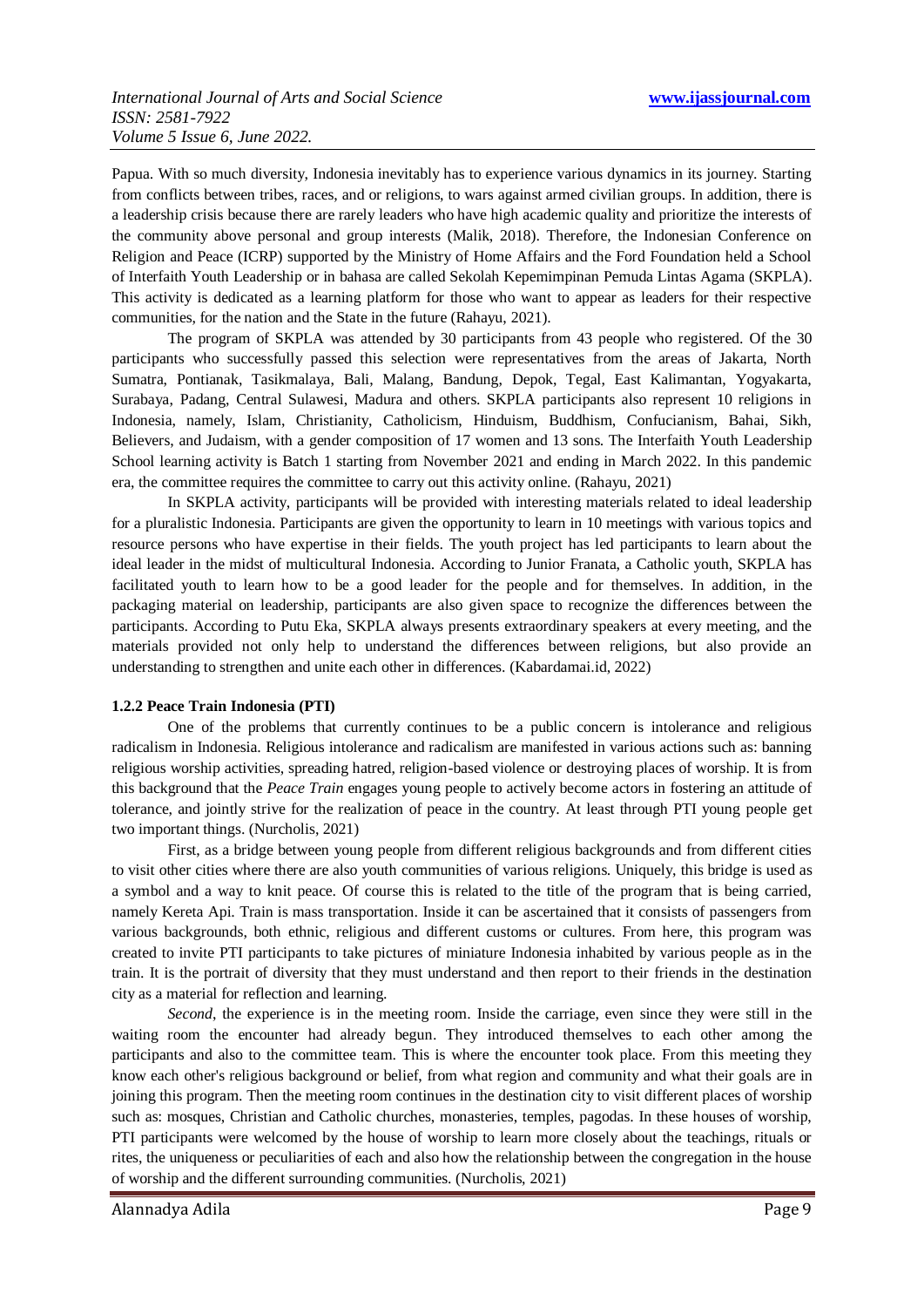Papua. With so much diversity, Indonesia inevitably has to experience various dynamics in its journey. Starting from conflicts between tribes, races, and or religions, to wars against armed civilian groups. In addition, there is a leadership crisis because there are rarely leaders who have high academic quality and prioritize the interests of the community above personal and group interests (Malik, 2018). Therefore, the Indonesian Conference on Religion and Peace (ICRP) supported by the Ministry of Home Affairs and the Ford Foundation held a School of Interfaith Youth Leadership or in bahasa are called Sekolah Kepemimpinan Pemuda Lintas Agama (SKPLA). This activity is dedicated as a learning platform for those who want to appear as leaders for their respective communities, for the nation and the State in the future (Rahayu, 2021).

The program of SKPLA was attended by 30 participants from 43 people who registered. Of the 30 participants who successfully passed this selection were representatives from the areas of Jakarta, North Sumatra, Pontianak, Tasikmalaya, Bali, Malang, Bandung, Depok, Tegal, East Kalimantan, Yogyakarta, Surabaya, Padang, Central Sulawesi, Madura and others. SKPLA participants also represent 10 religions in Indonesia, namely, Islam, Christianity, Catholicism, Hinduism, Buddhism, Confucianism, Bahai, Sikh, Believers, and Judaism, with a gender composition of 17 women and 13 sons. The Interfaith Youth Leadership School learning activity is Batch 1 starting from November 2021 and ending in March 2022. In this pandemic era, the committee requires the committee to carry out this activity online. (Rahayu, 2021)

In SKPLA activity, participants will be provided with interesting materials related to ideal leadership for a pluralistic Indonesia. Participants are given the opportunity to learn in 10 meetings with various topics and resource persons who have expertise in their fields. The youth project has led participants to learn about the ideal leader in the midst of multicultural Indonesia. According to Junior Franata, a Catholic youth, SKPLA has facilitated youth to learn how to be a good leader for the people and for themselves. In addition, in the packaging material on leadership, participants are also given space to recognize the differences between the participants. According to Putu Eka, SKPLA always presents extraordinary speakers at every meeting, and the materials provided not only help to understand the differences between religions, but also provide an understanding to strengthen and unite each other in differences. (Kabardamai.id, 2022)

#### 1.2.2 Peace Train Indonesia (PTI)

One of the problems that currently continues to be a public concern is intolerance and religious radicalism in Indonesia. Religious intolerance and radicalism are manifested in various actions such as: banning religious worship activities, spreading hatred, religion-based violence or destroying places of worship. It is from this background that the *Peace Train* engages young people to actively become actors in fostering an attitude of tolerance, and jointly strive for the realization of peace in the country. At least through PTI young people get two important things. (Nurcholis, 2021)

First, as a bridge between young people from different religious backgrounds and from different cities to visit other cities where there are also youth communities of various religions. Uniquely, this bridge is used as a symbol and a way to knit peace. Of course this is related to the title of the program that is being carried, namely Kereta Api. Train is mass transportation. Inside it can be ascertained that it consists of passengers from various backgrounds, both ethnic, religious and different customs or cultures. From here, this program was created to invite PTI participants to take pictures of miniature Indonesia inhabited by various people as in the train. It is the portrait of diversity that they must understand and then report to their friends in the destination city as a material for reflection and learning.

*Second*, the experience is in the meeting room. Inside the carriage, even since they were still in the waiting room the encounter had already begun. They introduced themselves to each other among the participants and also to the committee team. This is where the encounter took place. From this meeting they know each other's religious background or belief, from what region and community and what their goals are in joining this program. Then the meeting room continues in the destination city to visit different places of worship such as: mosques, Christian and Catholic churches, monasteries, temples, pagodas. In these houses of worship, PTI participants were welcomed by the house of worship to learn more closely about the teachings, rituals or rites, the uniqueness or peculiarities of each and also how the relationship between the congregation in the house of worship and the different surrounding communities. (Nurcholis, 2021)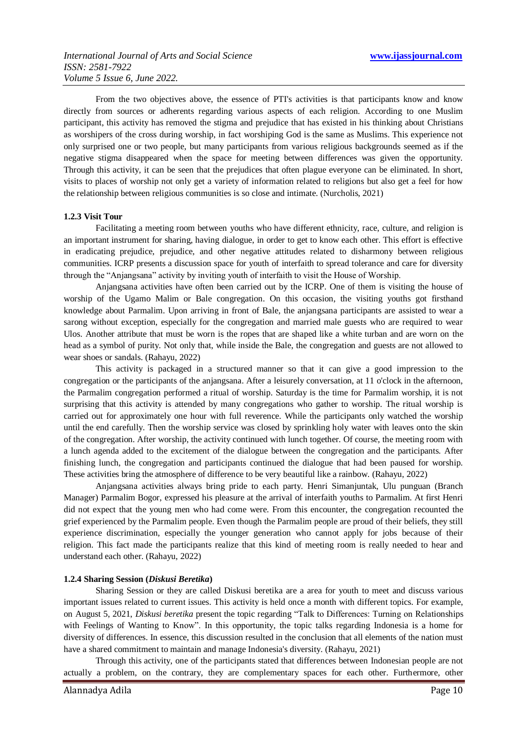From the two objectives above, the essence of PTI's activities is that participants know and know directly from sources or adherents regarding various aspects of each religion. According to one Muslim participant, this activity has removed the stigma and prejudice that has existed in his thinking about Christians as worshipers of the cross during worship, in fact worshiping God is the same as Muslims. This experience not only surprised one or two people, but many participants from various religious backgrounds seemed as if the negative stigma disappeared when the space for meeting between differences was given the opportunity. Through this activity, it can be seen that the prejudices that often plague everyone can be eliminated. In short, visits to places of worship not only get a variety of information related to religions but also get a feel for how the relationship between religious communities is so close and intimate. (Nurcholis, 2021)

#### 1.2.3 Visit Tour

Facilitating a meeting room between youths who have different ethnicity, race, culture, and religion is an important instrument for sharing, having dialogue, in order to get to know each other. This effort is effective in eradicating prejudice, prejudice, and other negative attitudes related to disharmony between religious communities. ICRP presents a discussion space for youth of interfaith to spread tolerance and care for diversity through the "Anjangsana" activity by inviting youth of interfaith to visit the House of Worship.

Anjangsana activities have often been carried out by the ICRP. One of them is visiting the house of worship of the Ugamo Malim or Bale congregation. On this occasion, the visiting youths got firsthand knowledge about Parmalim. Upon arriving in front of Bale, the anjangsana participants are assisted to wear a sarong without exception, especially for the congregation and married male guests who are required to wear Ulos. Another attribute that must be worn is the ropes that are shaped like a white turban and are worn on the head as a symbol of purity. Not only that, while inside the Bale, the congregation and guests are not allowed to wear shoes or sandals. (Rahayu, 2022)

This activity is packaged in a structured manner so that it can give a good impression to the congregation or the participants of the anjangsana. After a leisurely conversation, at 11 o'clock in the afternoon, the Parmalim congregation performed a ritual of worship. Saturday is the time for Parmalim worship, it is not surprising that this activity is attended by many congregations who gather to worship. The ritual worship is carried out for approximately one hour with full reverence. While the participants only watched the worship until the end carefully. Then the worship service was closed by sprinkling holy water with leaves onto the skin of the congregation. After worship, the activity continued with lunch together. Of course, the meeting room with a lunch agenda added to the excitement of the dialogue between the congregation and the participants. After finishing lunch, the congregation and participants continued the dialogue that had been paused for worship. These activities bring the atmosphere of difference to be very beautiful like a rainbow. (Rahayu, 2022)

Anjangsana activities always bring pride to each party. Henri Simanjuntak, Ulu punguan (Branch Manager) Parmalim Bogor, expressed his pleasure at the arrival of interfaith youths to Parmalim. At first Henri did not expect that the young men who had come were. From this encounter, the congregation recounted the grief experienced by the Parmalim people. Even though the Parmalim people are proud of their beliefs, they still experience discrimination, especially the younger generation who cannot apply for jobs because of their religion. This fact made the participants realize that this kind of meeting room is really needed to hear and understand each other. (Rahayu, 2022)

#### 1.2.4 Sharing Session (*Diskusi Beretika*)

Sharing Session or they are called Diskusi beretika are a area for youth to meet and discuss various important issues related to current issues. This activity is held once a month with different topics. For example, on August 5, 2021, *Diskusi beretika* present the topic regarding "Talk to Differences: Turning on Relationships with Feelings of Wanting to Know". In this opportunity, the topic talks regarding Indonesia is a home for diversity of differences. In essence, this discussion resulted in the conclusion that all elements of the nation must have a shared commitment to maintain and manage Indonesia's diversity. (Rahayu, 2021)

Through this activity, one of the participants stated that differences between Indonesian people are not actually a problem, on the contrary, they are complementary spaces for each other. Furthermore, other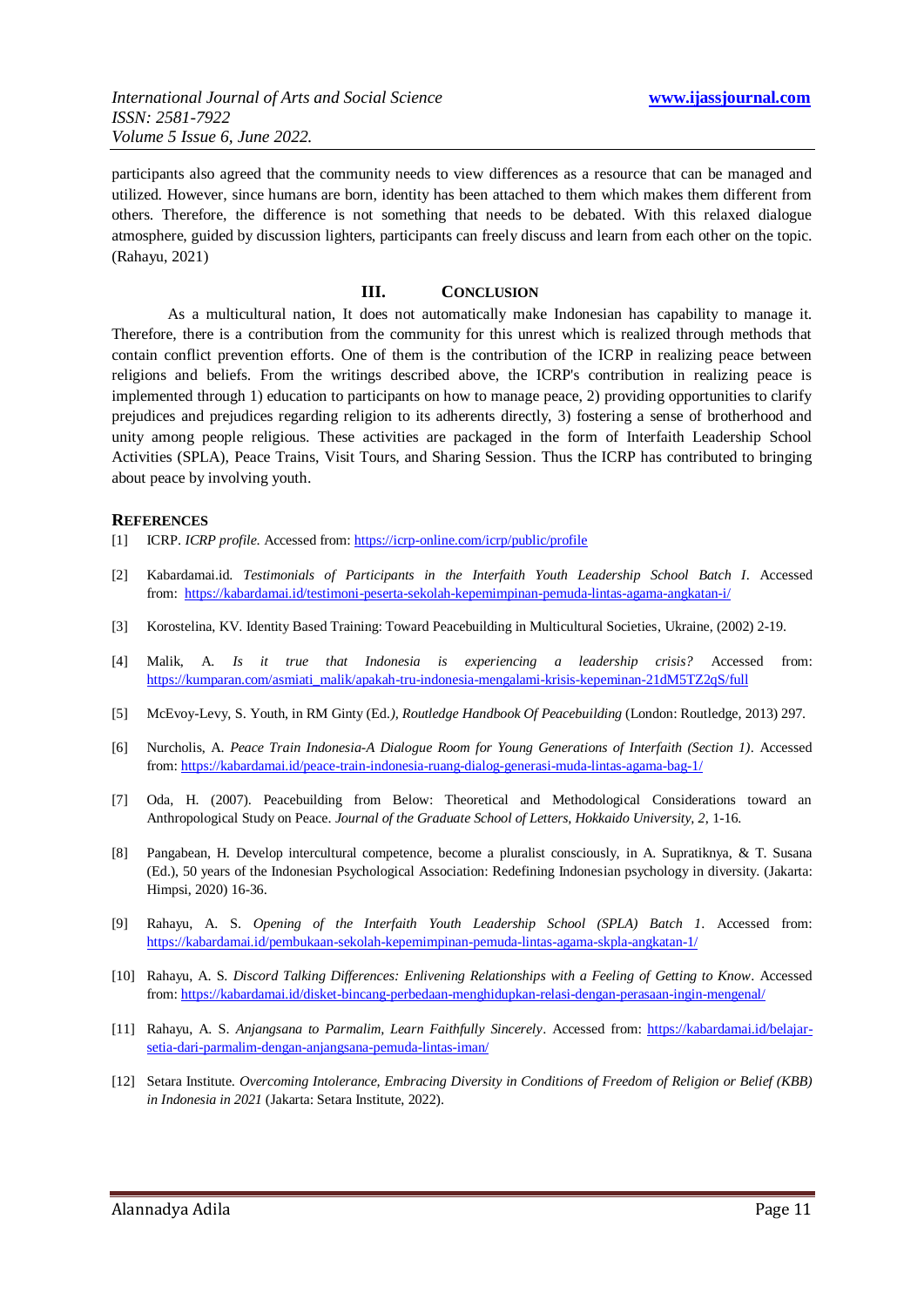participants also agreed that the community needs to view differences as a resource that can be managed and utilized. However, since humans are born, identity has been attached to them which makes them different from others. Therefore, the difference is not something that needs to be debated. With this relaxed dialogue atmosphere, guided by discussion lighters, participants can freely discuss and learn from each other on the topic. (Rahayu, 2021)

## III. CONCLUSION

As a multicultural nation, It does not automatically make Indonesian has capability to manage it. Therefore, there is a contribution from the community for this unrest which is realized through methods that contain conflict prevention efforts. One of them is the contribution of the ICRP in realizing peace between religions and beliefs. From the writings described above, the ICRP's contribution in realizing peace is implemented through 1) education to participants on how to manage peace, 2) providing opportunities to clarify prejudices and prejudices regarding religion to its adherents directly, 3) fostering a sense of brotherhood and unity among people religious. These activities are packaged in the form of Interfaith Leadership School Activities (SPLA), Peace Trains, Visit Tours, and Sharing Session. Thus the ICRP has contributed to bringing about peace by involving youth.

## REFERENCES

[1] ICRP. *ICRP profile.* Accessed from: https://icrp-online.com/icrp/public/profile

[2] Kabardamai.id. *Testimonials of Participants in the Interfaith Youth Leadership School Batch I.* Accessed from: https://kabardamai.id/testimoni-peserta-sekolah-kepemimpinan-pemuda-lintas-agama-angkatan-i/

[3] Korostelina, KV. Identity Based Training: Toward Peacebuilding in Multicultural Societies, Ukraine, (2002) 2-19.

[4] Malik, A. *Is it true that Indonesia is experiencing a leadership crisis?* Accessed from: https://kumparan.com/asmiati_malik/apakah-tru-indonesia-mengalami-krisis-kepeminan-21dM5TZ2qS/full

[5] McEvoy-Levy, S. Youth, in RM Ginty (Ed.*), Routledge Handbook Of Peacebuilding* (London: Routledge, 2013) 297.

[6] Nurcholis, A. *Peace Train Indonesia-A Dialogue Room for Young Generations of Interfaith (Section 1)*. Accessed from: https://kabardamai.id/peace-train-indonesia-ruang-dialog-generasi-muda-lintas-agama-bag-1/

[7] Oda, H. (2007). Peacebuilding from Below: Theoretical and Methodological Considerations toward an Anthropological Study on Peace. *Journal of the Graduate School of Letters, Hokkaido University, 2,* 1-16.

[8] Pangabean, H. Develop intercultural competence, become a pluralist consciously, in A. Supratiknya, & T. Susana (Ed.), 50 years of the Indonesian Psychological Association: Redefining Indonesian psychology in diversity. (Jakarta: Himpsi, 2020) 16-36.

[9] Rahayu, A. S. *Opening of the Interfaith Youth Leadership School (SPLA) Batch 1*. Accessed from: https://kabardamai.id/pembukaan-sekolah-kepemimpinan-pemuda-lintas-agama-skpla-angkatan-1/

[10] Rahayu, A. S. *Discord Talking Differences: Enlivening Relationships with a Feeling of Getting to Know*. Accessed from: https://kabardamai.id/disket-bincang-perbedaan-menghidupkan-relasi-dengan-perasaan-ingin-mengenal/

[11] Rahayu, A. S. *Anjangsana to Parmalim, Learn Faithfully Sincerely*. Accessed from: https://kabardamai.id/belajar-setia-dari-parmalim-dengan-anjangsana-pemuda-lintas-iman/

[12] Setara Institute. *Overcoming Intolerance, Embracing Diversity in Conditions of Freedom of Religion or Belief (KBB) in Indonesia in 2021* (Jakarta: Setara Institute, 2022).